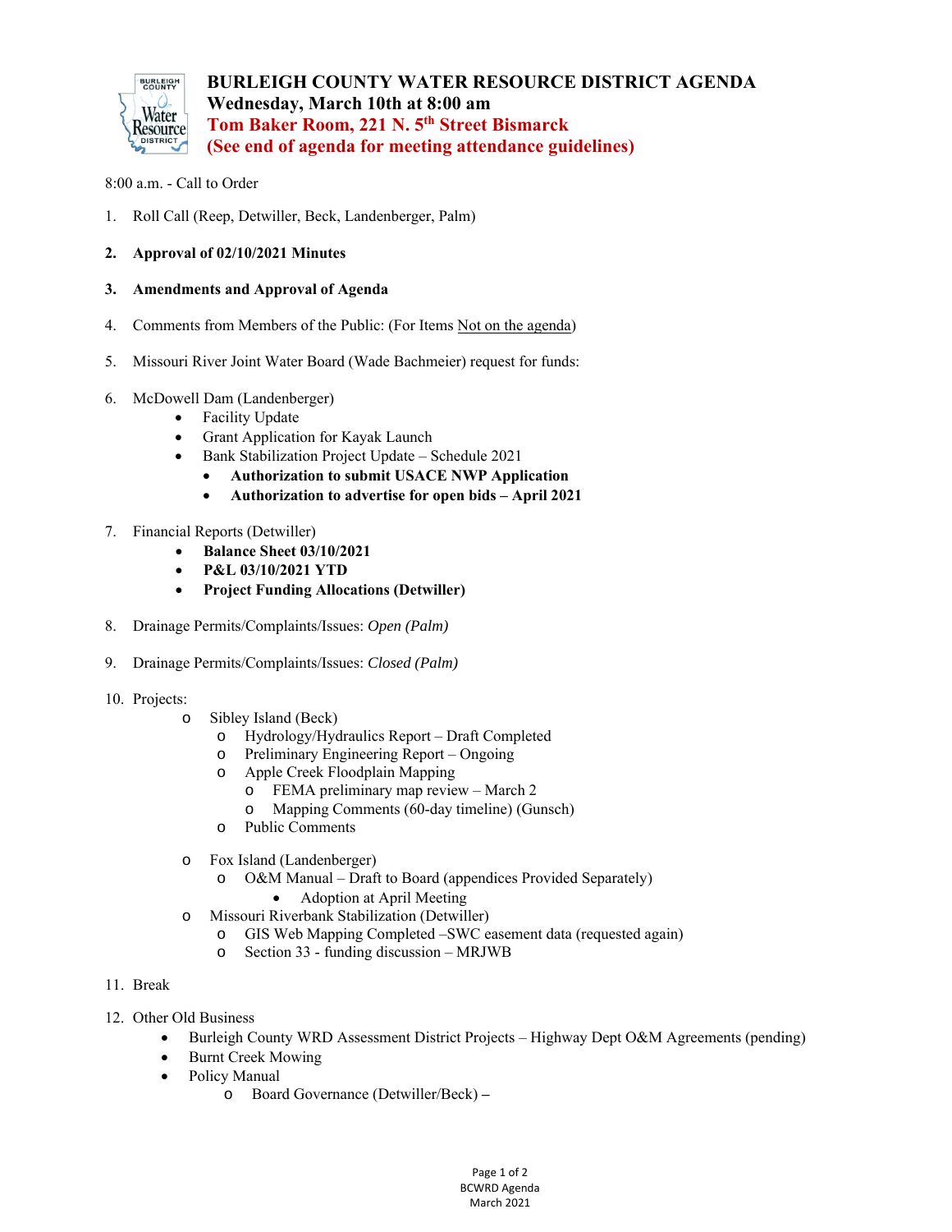# BURLEIGH COUNTY WATER RESOURCE DISTRICT AGENDA

**Wednesday, March 10th at 8:00 am**

**Tom Baker Room, 221 N. 5th Street Bismarck**

**(See end of agenda for meeting attendance guidelines)**

8:00 a.m. - Call to Order

1. Roll Call (Reep, Detwiller, Beck, Landenberger, Palm)

2. **Approval of 02/10/2021 Minutes**

3. **Amendments and Approval of Agenda**

4. Comments from Members of the Public: (For Items Not on the agenda)

5. Missouri River Joint Water Board (Wade Bachmeier) request for funds:

6. McDowell Dam (Landenberger)
   - Facility Update
   - Grant Application for Kayak Launch
   - Bank Stabilization Project Update – Schedule 2021
     - **Authorization to submit USACE NWP Application**
     - **Authorization to advertise for open bids – April 2021**

7. Financial Reports (Detwiller)
   - **Balance Sheet 03/10/2021**
   - **P&L 03/10/2021 YTD**
   - **Project Funding Allocations (Detwiller)**

8. Drainage Permits/Complaints/Issues: *Open (Palm)*

9. Drainage Permits/Complaints/Issues: *Closed (Palm)*

10. Projects:
    - Sibley Island (Beck)
      - Hydrology/Hydraulics Report – Draft Completed
      - Preliminary Engineering Report – Ongoing
      - Apple Creek Floodplain Mapping
        - FEMA preliminary map review – March 2
        - Mapping Comments (60-day timeline) (Gunsch)
      - Public Comments
    - Fox Island (Landenberger)
      - O&M Manual – Draft to Board (appendices Provided Separately)
        - Adoption at April Meeting
    - Missouri Riverbank Stabilization (Detwiller)
      - GIS Web Mapping Completed –SWC easement data (requested again)
      - Section 33 - funding discussion – MRJWB

11. Break

12. Other Old Business
    - Burleigh County WRD Assessment District Projects – Highway Dept O&M Agreements (pending)
    - Burnt Creek Mowing
    - Policy Manual
      - Board Governance (Detwiller/Beck) –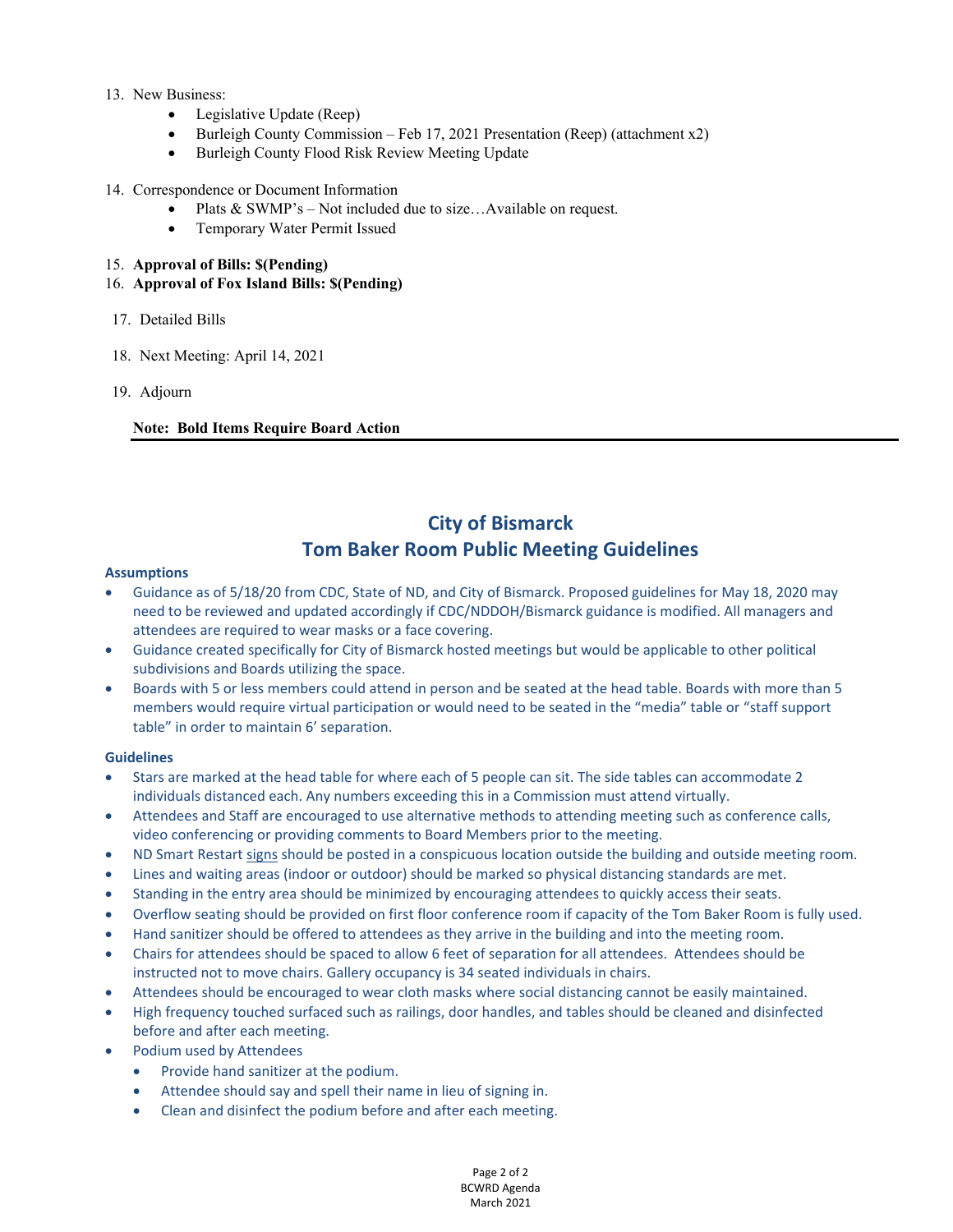13. New Business:
    - Legislative Update (Reep)
    - Burleigh County Commission – Feb 17, 2021 Presentation (Reep) (attachment x2)
    - Burleigh County Flood Risk Review Meeting Update

14. Correspondence or Document Information
    - Plats & SWMP's – Not included due to size…Available on request.
    - Temporary Water Permit Issued

15. **Approval of Bills: $(Pending)**
16. **Approval of Fox Island Bills: $(Pending)**

17. Detailed Bills

18. Next Meeting: April 14, 2021

19. Adjourn

**Note: Bold Items Require Board Action**

---

# City of Bismarck
# Tom Baker Room Public Meeting Guidelines

### Assumptions

- Guidance as of 5/18/20 from CDC, State of ND, and City of Bismarck. Proposed guidelines for May 18, 2020 may need to be reviewed and updated accordingly if CDC/NDDOH/Bismarck guidance is modified. All managers and attendees are required to wear masks or a face covering.
- Guidance created specifically for City of Bismarck hosted meetings but would be applicable to other political subdivisions and Boards utilizing the space.
- Boards with 5 or less members could attend in person and be seated at the head table. Boards with more than 5 members would require virtual participation or would need to be seated in the "media" table or "staff support table" in order to maintain 6' separation.

### Guidelines

- Stars are marked at the head table for where each of 5 people can sit. The side tables can accommodate 2 individuals distanced each. Any numbers exceeding this in a Commission must attend virtually.
- Attendees and Staff are encouraged to use alternative methods to attending meeting such as conference calls, video conferencing or providing comments to Board Members prior to the meeting.
- ND Smart Restart signs should be posted in a conspicuous location outside the building and outside meeting room.
- Lines and waiting areas (indoor or outdoor) should be marked so physical distancing standards are met.
- Standing in the entry area should be minimized by encouraging attendees to quickly access their seats.
- Overflow seating should be provided on first floor conference room if capacity of the Tom Baker Room is fully used.
- Hand sanitizer should be offered to attendees as they arrive in the building and into the meeting room.
- Chairs for attendees should be spaced to allow 6 feet of separation for all attendees. Attendees should be instructed not to move chairs. Gallery occupancy is 34 seated individuals in chairs.
- Attendees should be encouraged to wear cloth masks where social distancing cannot be easily maintained.
- High frequency touched surfaced such as railings, door handles, and tables should be cleaned and disinfected before and after each meeting.
- Podium used by Attendees
  - Provide hand sanitizer at the podium.
  - Attendee should say and spell their name in lieu of signing in.
  - Clean and disinfect the podium before and after each meeting.